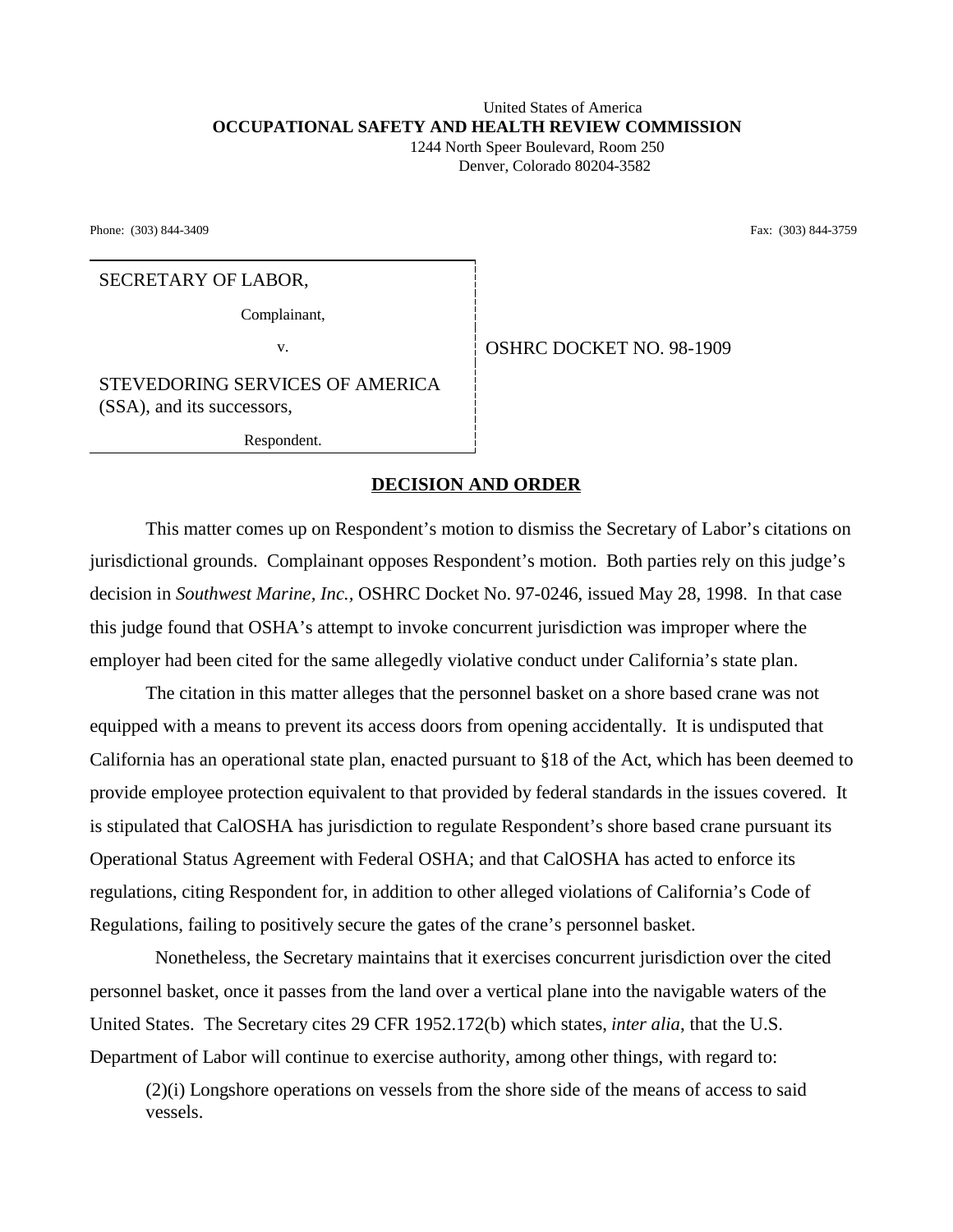United States of America
**OCCUPATIONAL SAFETY AND HEALTH REVIEW COMMISSION**
1244 North Speer Boulevard, Room 250
Denver, Colorado 80204-3582

Phone: (303) 844-3409 Fax: (303) 844-3759

SECRETARY OF LABOR,

Complainant,

v.

STEVEDORING SERVICES OF AMERICA (SSA), and its successors,

Respondent.

OSHRC DOCKET NO. 98-1909

## DECISION AND ORDER

This matter comes up on Respondent's motion to dismiss the Secretary of Labor's citations on jurisdictional grounds. Complainant opposes Respondent's motion. Both parties rely on this judge's decision in *Southwest Marine, Inc.,* OSHRC Docket No. 97-0246, issued May 28, 1998. In that case this judge found that OSHA's attempt to invoke concurrent jurisdiction was improper where the employer had been cited for the same allegedly violative conduct under California's state plan.

The citation in this matter alleges that the personnel basket on a shore based crane was not equipped with a means to prevent its access doors from opening accidentally. It is undisputed that California has an operational state plan, enacted pursuant to §18 of the Act, which has been deemed to provide employee protection equivalent to that provided by federal standards in the issues covered. It is stipulated that CalOSHA has jurisdiction to regulate Respondent's shore based crane pursuant its Operational Status Agreement with Federal OSHA; and that CalOSHA has acted to enforce its regulations, citing Respondent for, in addition to other alleged violations of California's Code of Regulations, failing to positively secure the gates of the crane's personnel basket.

Nonetheless, the Secretary maintains that it exercises concurrent jurisdiction over the cited personnel basket, once it passes from the land over a vertical plane into the navigable waters of the United States. The Secretary cites 29 CFR 1952.172(b) which states, *inter alia*, that the U.S. Department of Labor will continue to exercise authority, among other things, with regard to:

> (2)(i) Longshore operations on vessels from the shore side of the means of access to said vessels.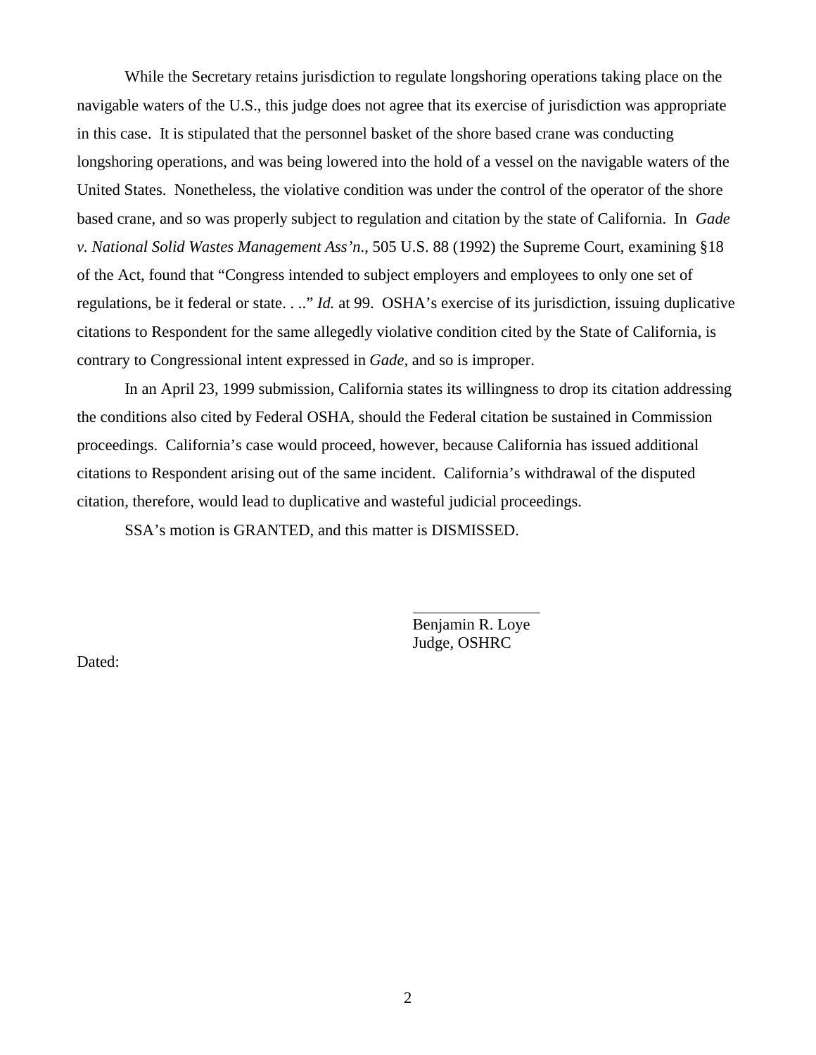While the Secretary retains jurisdiction to regulate longshoring operations taking place on the navigable waters of the U.S., this judge does not agree that its exercise of jurisdiction was appropriate in this case. It is stipulated that the personnel basket of the shore based crane was conducting longshoring operations, and was being lowered into the hold of a vessel on the navigable waters of the United States. Nonetheless, the violative condition was under the control of the operator of the shore based crane, and so was properly subject to regulation and citation by the state of California. In *Gade v. National Solid Wastes Management Ass'n*., 505 U.S. 88 (1992) the Supreme Court, examining §18 of the Act, found that "Congress intended to subject employers and employees to only one set of regulations, be it federal or state. . .." *Id.* at 99. OSHA's exercise of its jurisdiction, issuing duplicative citations to Respondent for the same allegedly violative condition cited by the State of California, is contrary to Congressional intent expressed in *Gade,* and so is improper.

In an April 23, 1999 submission, California states its willingness to drop its citation addressing the conditions also cited by Federal OSHA, should the Federal citation be sustained in Commission proceedings. California's case would proceed, however, because California has issued additional citations to Respondent arising out of the same incident. California's withdrawal of the disputed citation, therefore, would lead to duplicative and wasteful judicial proceedings.

SSA's motion is GRANTED, and this matter is DISMISSED.

Benjamin R. Loye
Judge, OSHRC

Dated: